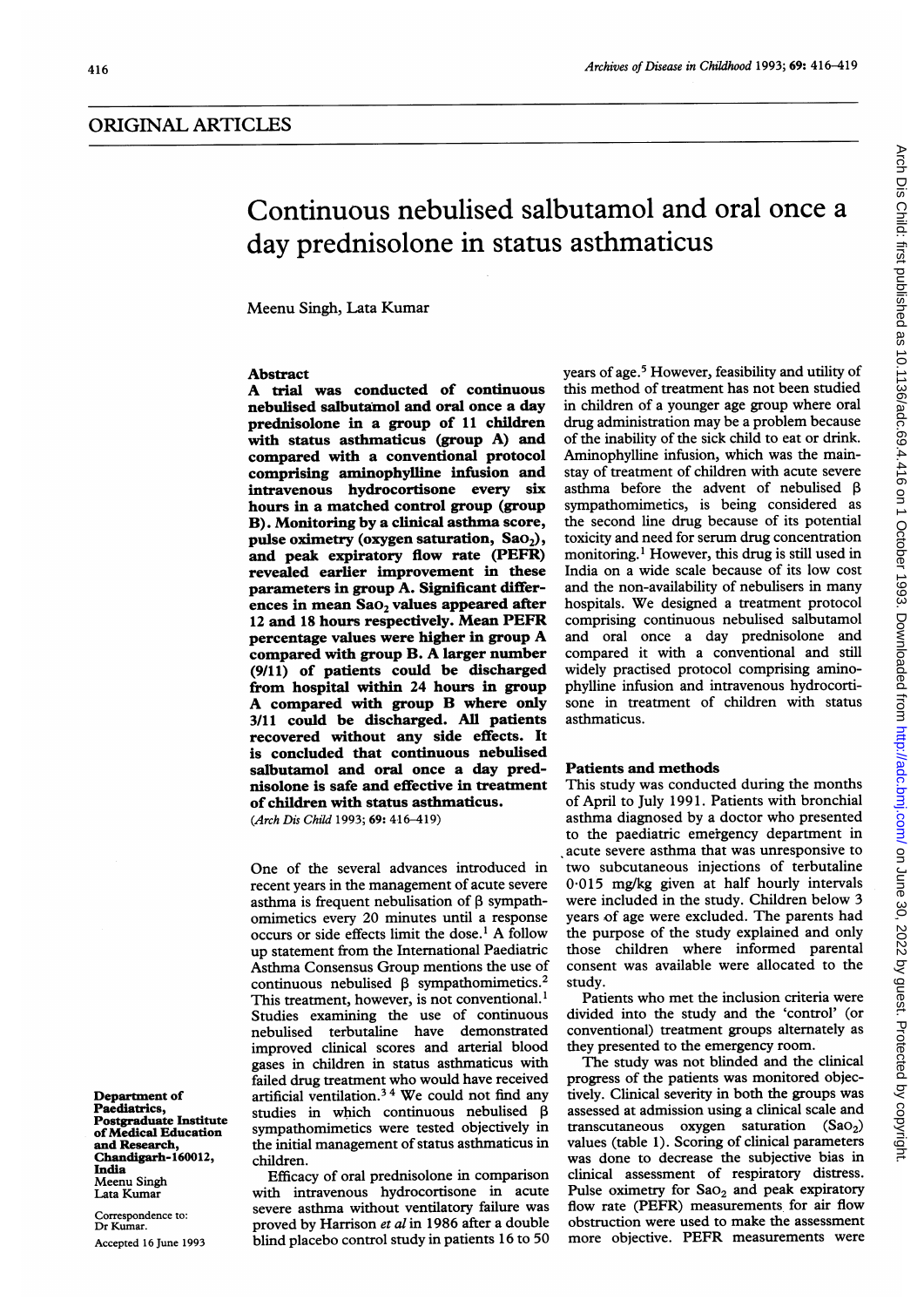ORIGINAL ARTICLES

# Continuous nebulised salbutamol and oral once a day prednisolone in status asthmaticus

Meenu Singh, Lata Kumar

## Abstract

**A trial was conducted of continuous nebulised salbutamol and oral once a day prednisolone in a group of 11 children with status asthmaticus (group A) and compared with a conventional protocol comprising aminophylline infusion and intravenous hydrocortisone every six hours in a matched control group (group B). Monitoring by a clinical asthma score, pulse oximetry (oxygen saturation, $Sao_2$), and peak expiratory flow rate (PEFR) revealed earlier improvement in these parameters in group A. Significant differences in mean $Sao_2$ values appeared after 12 and 18 hours respectively. Mean PEFR percentage values were higher in group A compared with group B. A larger number (9/11) of patients could be discharged from hospital within 24 hours in group A compared with group B where only 3/11 could be discharged. All patients recovered without any side effects. It is concluded that continuous nebulised salbutamol and oral once a day prednisolone is safe and effective in treatment of children with status asthmaticus.**

(*Arch Dis Child* 1993; **69**: 416–419)

One of the several advances introduced in recent years in the management of acute severe asthma is frequent nebulisation of β sympathomimetics every 20 minutes until a response occurs or side effects limit the dose.[1] A follow up statement from the International Paediatric Asthma Consensus Group mentions the use of continuous nebulised β sympathomimetics.[2] This treatment, however, is not conventional.[1] Studies examining the use of continuous nebulised terbutaline have demonstrated improved clinical scores and arterial blood gases in children in status asthmaticus with failed drug treatment who would have received artificial ventilation.[3 4] We could not find any studies in which continuous nebulised β sympathomimetics were tested objectively in the initial management of status asthmaticus in children.

Efficacy of oral prednisolone in comparison with intravenous hydrocortisone in acute severe asthma without ventilatory failure was proved by Harrison *et al* in 1986 after a double blind placebo control study in patients 16 to 50 years of age.[5] However, feasibility and utility of this method of treatment has not been studied in children of a younger age group where oral drug administration may be a problem because of the inability of the sick child to eat or drink. Aminophylline infusion, which was the mainstay of treatment of children with acute severe asthma before the advent of nebulised β sympathomimetics, is being considered as the second line drug because of its potential toxicity and need for serum drug concentration monitoring.[1] However, this drug is still used in India on a wide scale because of its low cost and the non-availability of nebulisers in many hospitals. We designed a treatment protocol comprising continuous nebulised salbutamol and oral once a day prednisolone and compared it with a conventional and still widely practised protocol comprising aminophylline infusion and intravenous hydrocortisone in treatment of children with status asthmaticus.

## Patients and methods

This study was conducted during the months of April to July 1991. Patients with bronchial asthma diagnosed by a doctor who presented to the paediatric emergency department in acute severe asthma that was unresponsive to two subcutaneous injections of terbutaline 0·015 mg/kg given at half hourly intervals were included in the study. Children below 3 years of age were excluded. The parents had the purpose of the study explained and only those children where informed parental consent was available were allocated to the study.

Patients who met the inclusion criteria were divided into the study and the 'control' (or conventional) treatment groups alternately as they presented to the emergency room.

The study was not blinded and the clinical progress of the patients was monitored objectively. Clinical severity in both the groups was assessed at admission using a clinical scale and transcutaneous oxygen saturation ($Sao_2$) values (table 1). Scoring of clinical parameters was done to decrease the subjective bias in clinical assessment of respiratory distress. Pulse oximetry for $Sao_2$ and peak expiratory flow rate (PEFR) measurements for air flow obstruction were used to make the assessment more objective. PEFR measurements were

Department of Paediatrics, Postgraduate Institute of Medical Education and Research, Chandigarh-160012, India
Meenu Singh
Lata Kumar

Correspondence to: Dr Kumar.

Accepted 16 June 1993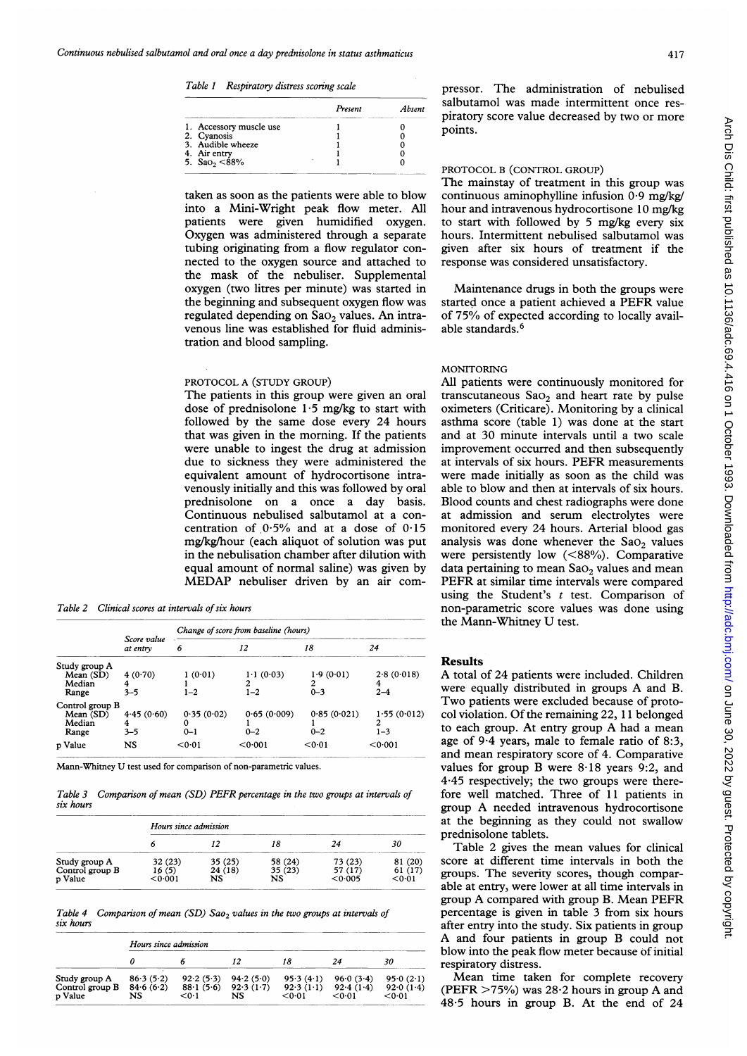*Table 1 Respiratory distress scoring scale*

| | Present | Absent |
|---|---|---|
| 1. Accessory muscle use | 1 | 0 |
| 2. Cyanosis | 1 | 0 |
| 3. Audible wheeze | 1 | 0 |
| 4. Air entry | 1 | 0 |
| 5. $Sao_2$ <88% | 1 | 0 |

taken as soon as the patients were able to blow into a Mini-Wright peak flow meter. All patients were given humidified oxygen. Oxygen was administered through a separate tubing originating from a flow regulator connected to the oxygen source and attached to the mask of the nebuliser. Supplemental oxygen (two litres per minute) was started in the beginning and subsequent oxygen flow was regulated depending on $Sao_2$ values. An intravenous line was established for fluid administration and blood sampling.

PROTOCOL A (STUDY GROUP)

The patients in this group were given an oral dose of prednisolone 1·5 mg/kg to start with followed by the same dose every 24 hours that was given in the morning. If the patients were unable to ingest the drug at admission due to sickness they were administered the equivalent amount of hydrocortisone intravenously initially and this was followed by oral prednisolone on a once a day basis. Continuous nebulised salbutamol at a concentration of 0·5% and at a dose of 0·15 mg/kg/hour (each aliquot of solution was put in the nebulisation chamber after dilution with equal amount of normal saline) was given by MEDAP nebuliser driven by an air compressor. The administration of nebulised salbutamol was made intermittent once respiratory score value decreased by two or more points.

PROTOCOL B (CONTROL GROUP)

The mainstay of treatment in this group was continuous aminophylline infusion 0·9 mg/kg/hour and intravenous hydrocortisone 10 mg/kg to start with followed by 5 mg/kg every six hours. Intermittent nebulised salbutamol was given after six hours of treatment if the response was considered unsatisfactory.

Maintenance drugs in both the groups were started once a patient achieved a PEFR value of 75% of expected according to locally available standards.[6]

MONITORING

All patients were continuously monitored for transcutaneous $Sao_2$ and heart rate by pulse oximeters (Criticare). Monitoring by a clinical asthma score (table 1) was done at the start and at 30 minute intervals until a two scale improvement occurred and then subsequently at intervals of six hours. PEFR measurements were made initially as soon as the child was able to blow and then at intervals of six hours. Blood counts and chest radiographs were done at admission and serum electrolytes were monitored every 24 hours. Arterial blood gas analysis was done whenever the $Sao_2$ values were persistently low (<88%). Comparative data pertaining to mean $Sao_2$ values and mean PEFR at similar time intervals were compared using the Student's $t$ test. Comparison of non-parametric score values was done using the Mann-Whitney U test.

*Table 2 Clinical scores at intervals of six hours*

| | Score value at entry | Change of score from baseline (hours) | | | |
|---|---|---|---|---|---|
| | | 6 | 12 | 18 | 24 |
| **Study group A** | | | | | |
| Mean (SD) | 4 (0·70) | 1 (0·01) | 1·1 (0·03) | 1·9 (0·01) | 2·8 (0·018) |
| Median | 4 | 1 | 2 | 2 | 4 |
| Range | 3–5 | 1–2 | 1–2 | 0–3 | 2–4 |
| **Control group B** | | | | | |
| Mean (SD) | 4·45 (0·60) | 0·35 (0·02) | 0·65 (0·009) | 0·85 (0·021) | 1·55 (0·012) |
| Median | 4 | 0 | 1 | 1 | 2 |
| Range | 3–5 | 0–1 | 0–2 | 0–2 | 1–3 |
| p Value | NS | <0·01 | <0·001 | <0·01 | <0·001 |

Mann-Whitney U test used for comparison of non-parametric values.

*Table 3 Comparison of mean (SD) PEFR percentage in the two groups at intervals of six hours*

| | Hours since admission | | | | |
|---|---|---|---|---|---|
| | 6 | 12 | 18 | 24 | 30 |
| Study group A | 32 (23) | 35 (25) | 58 (24) | 73 (23) | 81 (20) |
| Control group B | 16 (5) | 24 (18) | 35 (23) | 57 (17) | 61 (17) |
| p Value | <0·001 | NS | NS | <0·005 | <0·01 |

*Table 4 Comparison of mean (SD) $Sao_2$ values in the two groups at intervals of six hours*

| | Hours since admission | | | | | |
|---|---|---|---|---|---|---|
| | 0 | 6 | 12 | 18 | 24 | 30 |
| Study group A | 86·3 (5·2) | 92·2 (5·3) | 94·2 (5·0) | 95·3 (4·1) | 96·0 (3·4) | 95·0 (2·1) |
| Control group B | 84·6 (6·2) | 88·1 (5·6) | 92·3 (1·7) | 92·3 (1·1) | 92·4 (1·4) | 92·0 (1·4) |
| p Value | NS | <0·1 | NS | <0·01 | <0·01 | <0·01 |

## Results

A total of 24 patients were included. Children were equally distributed in groups A and B. Two patients were excluded because of protocol violation. Of the remaining 22, 11 belonged to each group. At entry group A had a mean age of 9·4 years, male to female ratio of 8:3, and mean respiratory score of 4. Comparative values for group B were 8·18 years 9:2, and 4·45 respectively; the two groups were therefore well matched. Three of 11 patients in group A needed intravenous hydrocortisone at the beginning as they could not swallow prednisolone tablets.

Table 2 gives the mean values for clinical score at different time intervals in both the groups. The severity scores, though comparable at entry, were lower at all time intervals in group A compared with group B. Mean PEFR percentage is given in table 3 from six hours after entry into the study. Six patients in group A and four patients in group B could not blow into the peak flow meter because of initial respiratory distress.

Mean time taken for complete recovery (PEFR >75%) was 28·2 hours in group A and 48·5 hours in group B. At the end of 24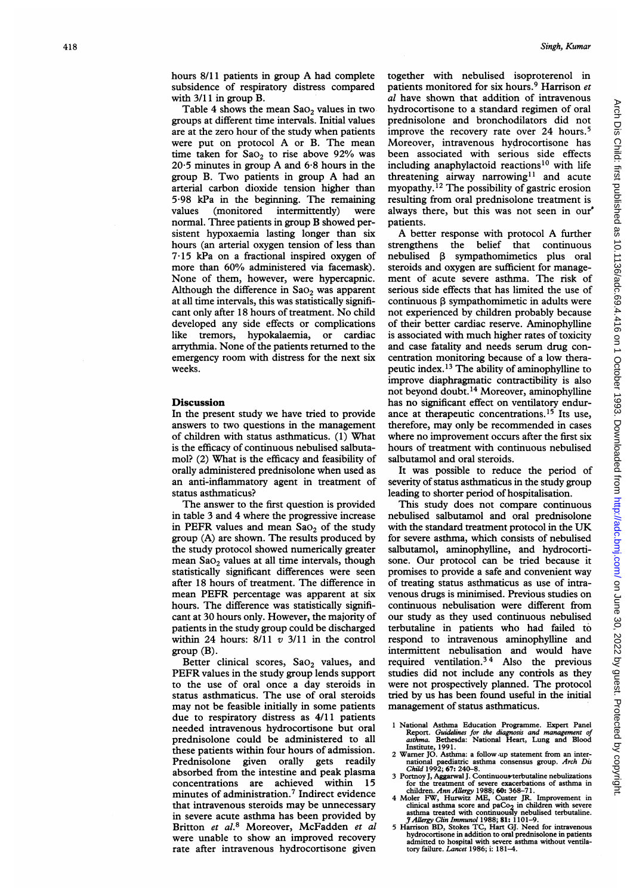hours 8/11 patients in group A had complete subsidence of respiratory distress compared with 3/11 in group B.

Table 4 shows the mean $Sao_2$ values in two groups at different time intervals. Initial values are at the zero hour of the study when patients were put on protocol A or B. The mean time taken for $Sao_2$ to rise above 92% was 20·5 minutes in group A and 6·8 hours in the group B. Two patients in group A had an arterial carbon dioxide tension higher than 5·98 kPa in the beginning. The remaining values (monitored intermittently) were normal. Three patients in group B showed persistent hypoxaemia lasting longer than six hours (an arterial oxygen tension of less than 7·15 kPa on a fractional inspired oxygen of more than 60% administered via facemask). None of them, however, were hypercapnic. Although the difference in $Sao_2$ was apparent at all time intervals, this was statistically significant only after 18 hours of treatment. No child developed any side effects or complications like tremors, hypokalaemia, or cardiac arrythmia. None of the patients returned to the emergency room with distress for the next six weeks.

## Discussion

In the present study we have tried to provide answers to two questions in the management of children with status asthmaticus. (1) What is the efficacy of continuous nebulised salbutamol? (2) What is the efficacy and feasibility of orally administered prednisolone when used as an anti-inflammatory agent in treatment of status asthmaticus?

The answer to the first question is provided in table 3 and 4 where the progressive increase in PEFR values and mean $Sao_2$ of the study group (A) are shown. The results produced by the study protocol showed numerically greater mean $Sao_2$ values at all time intervals, though statistically significant differences were seen after 18 hours of treatment. The difference in mean PEFR percentage was apparent at six hours. The difference was statistically significant at 30 hours only. However, the majority of patients in the study group could be discharged within 24 hours: 8/11 *v* 3/11 in the control group (B).

Better clinical scores, $Sao_2$ values, and PEFR values in the study group lends support to the use of oral once a day steroids in status asthmaticus. The use of oral steroids may not be feasible initially in some patients due to respiratory distress as 4/11 patients needed intravenous hydrocortisone but oral prednisolone could be administered to all these patients within four hours of admission. Prednisolone given orally gets readily absorbed from the intestine and peak plasma concentrations are achieved within 15 minutes of administration.[7] Indirect evidence that intravenous steroids may be unnecessary in severe acute asthma has been provided by Britton *et al*.[8] Moreover, McFadden *et al* were unable to show an improved recovery rate after intravenous hydrocortisone given together with nebulised isoproterenol in patients monitored for six hours.[9] Harrison *et al* have shown that addition of intravenous hydrocortisone to a standard regimen of oral prednisolone and bronchodilators did not improve the recovery rate over 24 hours.[5] Moreover, intravenous hydrocortisone has been associated with serious side effects including anaphylactoid reactions[10] with life threatening airway narrowing[11] and acute myopathy.[12] The possibility of gastric erosion resulting from oral prednisolone treatment is always there, but this was not seen in our patients.

A better response with protocol A further strengthens the belief that continuous nebulised β sympathomimetic plus oral steroids and oxygen are sufficient for management of acute severe asthma. The risk of serious side effects that has limited the use of continuous β sympathomimetic in adults were not experienced by children probably because of their better cardiac reserve. Aminophylline is associated with much higher rates of toxicity and case fatality and needs serum drug concentration monitoring because of a low therapeutic index.[13] The ability of aminophylline to improve diaphragmatic contractility is also not beyond doubt.[14] Moreover, aminophylline has no significant effect on ventilatory endurance at therapeutic concentrations.[15] Its use, therefore, may only be recommended in cases where no improvement occurs after the first six hours of treatment with continuous nebulised salbutamol and oral steroids.

It was possible to reduce the period of severity of status asthmaticus in the study group leading to shorter period of hospitalisation.

This study does not compare continuous nebulised salbutamol and oral prednisolone with the standard treatment protocol in the UK for severe asthma, which consists of nebulised salbutamol, aminophylline, and hydrocortisone. Our protocol can be tried because it promises to provide a safe and convenient way of treating status asthmaticus as use of intravenous drugs is minimised. Previous studies on continuous nebulisation were different from our study as they used continuous nebulised terbutaline in patients who had failed to respond to intravenous aminophylline and intermittent nebulisation and would have required ventilation.[3 4] Also the previous studies did not include any controls as they were not prospectively planned. The protocol tried by us has been found useful in the initial management of status asthmaticus.

1 National Asthma Education Programme. Expert Panel Report. *Guidelines for the diagnosis and management of asthma*. Bethesda: National Heart, Lung and Blood Institute, 1991.
2 Warner JO. Asthma: a follow-up statement from an international paediatric asthma consensus group. *Arch Dis Child* 1992; **67**: 240–8.
3 Portnoy J, Aggarwal J. Continuous terbutaline nebulizations for the treatment of severe exacerbations of asthma in children. *Ann Allergy* 1988; **60**: 368–71.
4 Moler FW, Hurwitz ME, Custer JR. Improvement in clinical asthma score and $paCo_2$ in children with severe asthma treated with continuously nebulised terbutaline. *J Allergy Clin Immunol* 1988; **81**: 1101–9.
5 Harrison BD, Stokes TC, Hart GJ. Need for intravenous hydrocortisone in addition to oral prednisolone in patients admitted to hospital with severe asthma without ventilatory failure. *Lancet* 1986; **i**: 181–4.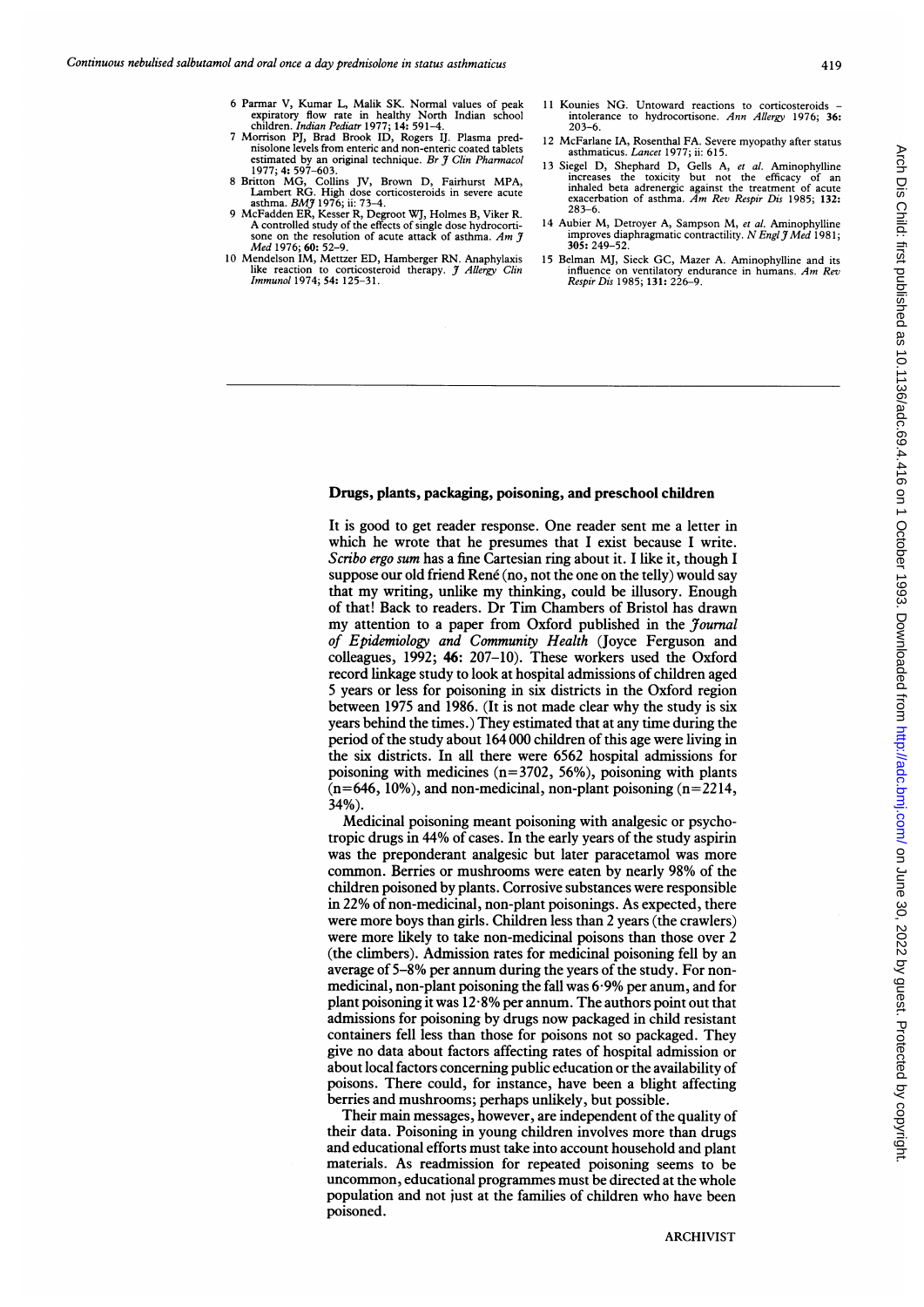6 Parmar V, Kumar L, Malik SK. Normal values of peak expiratory flow rate in healthy North Indian school children. *Indian Pediatr* 1977; **14:** 591–4.
7 Morrison PJ, Brad Brook ID, Rogers IJ. Plasma prednisolone levels from enteric and non-enteric coated tablets estimated by an original technique. *Br J Clin Pharmacol* 1977; **4:** 597–603.
8 Britton MG, Collins JV, Brown D, Fairhurst MPA, Lambert RG. High dose corticosteroids in severe acute asthma. *BMJ* 1976; ii: 73–4.
9 McFadden ER, Kesser R, Degroot WJ, Holmes B, Viker R. A controlled study of the effects of single dose hydrocortisone on the resolution of acute attack of asthma. *Am J Med* 1976; **60:** 52–9.
10 Mendelson IM, Mettzer ED, Hamberger RN. Anaphylaxis like reaction to corticosteroid therapy. *J Allergy Clin Immunol* 1974; **54:** 125–31.
11 Kounies NG. Untoward reactions to corticosteroids – intolerance to hydrocortisone. *Ann Allergy* 1976; **36:** 203–6.
12 McFarlane IA, Rosenthal FA. Severe myopathy after status asthmaticus. *Lancet* 1977; ii: 615.
13 Siegel D, Shephard D, Gells A, *et al.* Aminophylline increases the toxicity but not the efficacy of an inhaled beta adrenergic against the treatment of acute exacerbation of asthma. *Am Rev Respir Dis* 1985; **132:** 283–6.
14 Aubier M, Detroyer A, Sampson M, *et al.* Aminophylline improves diaphragmatic contractility. *N Engl J Med* 1981; **305:** 249–52.
15 Belman MJ, Sieck GC, Mazer A. Aminophylline and its influence on ventilatory endurance in humans. *Am Rev Respir Dis* 1985; **131:** 226–9.

## Drugs, plants, packaging, poisoning, and preschool children

It is good to get reader response. One reader sent me a letter in which he wrote that he presumes that I exist because I write. *Scribo ergo sum* has a fine Cartesian ring about it. I like it, though I suppose our old friend René (no, not the one on the telly) would say that my writing, unlike my thinking, could be illusory. Enough of that! Back to readers. Dr Tim Chambers of Bristol has drawn my attention to a paper from Oxford published in the *Journal of Epidemiology and Community Health* (Joyce Ferguson and colleagues, 1992; **46:** 207–10). These workers used the Oxford record linkage study to look at hospital admissions of children aged 5 years or less for poisoning in six districts in the Oxford region between 1975 and 1986. (It is not made clear why the study is six years behind the times.) They estimated that at any time during the period of the study about 164 000 children of this age were living in the six districts. In all there were 6562 hospital admissions for poisoning with medicines (n=3702, 56%), poisoning with plants (n=646, 10%), and non-medicinal, non-plant poisoning (n=2214, 34%).

Medicinal poisoning meant poisoning with analgesic or psychotropic drugs in 44% of cases. In the early years of the study aspirin was the preponderant analgesic but later paracetamol was more common. Berries or mushrooms were eaten by nearly 98% of the children poisoned by plants. Corrosive substances were responsible in 22% of non-medicinal, non-plant poisonings. As expected, there were more boys than girls. Children less than 2 years (the crawlers) were more likely to take non-medicinal poisons than those over 2 (the climbers). Admission rates for medicinal poisoning fell by an average of 5–8% per annum during the years of the study. For non-medicinal, non-plant poisoning the fall was 6·9% per anum, and for plant poisoning it was 12·8% per annum. The authors point out that admissions for poisoning by drugs now packaged in child resistant containers fell less than those for poisons not so packaged. They give no data about factors affecting rates of hospital admission or about local factors concerning public education or the availability of poisons. There could, for instance, have been a blight affecting berries and mushrooms; perhaps unlikely, but possible.

Their main messages, however, are independent of the quality of their data. Poisoning in young children involves more than drugs and educational efforts must take into account household and plant materials. As readmission for repeated poisoning seems to be uncommon, educational programmes must be directed at the whole population and not just at the families of children who have been poisoned.

ARCHIVIST